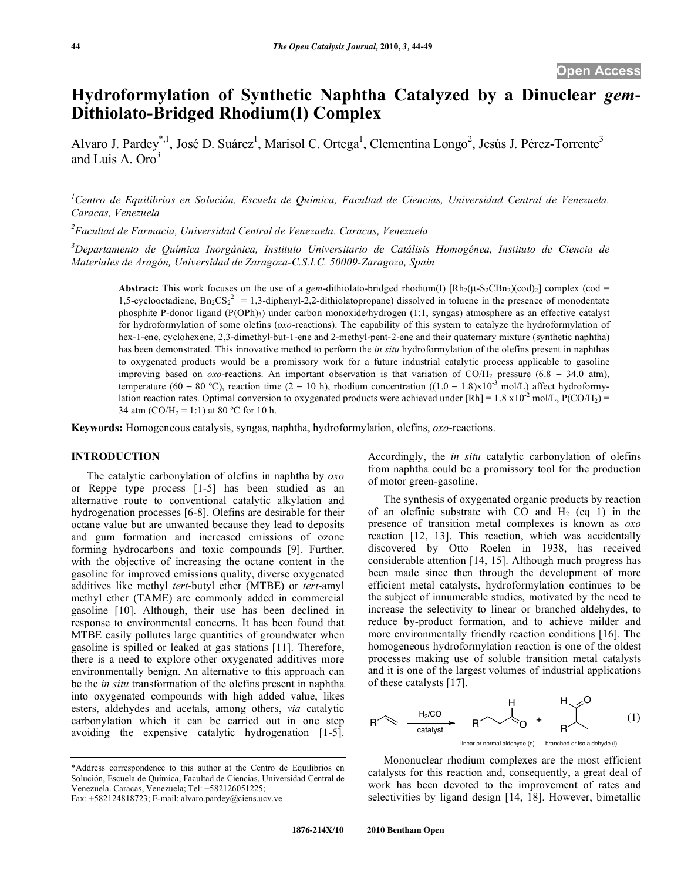Open Access

# Hydroformylation of Synthetic Naphtha Catalyzed by a Dinuclear *gem*-Dithiolato-Bridged Rhodium(I) Complex

Alvaro J. Pardey*[,1], José D. Suárez[1], Marisol C. Ortega[1], Clementina Longo[2], Jesús J. Pérez-Torrente[3] and Luis A. Oro[3]

[1]*Centro de Equilibrios en Solución, Escuela de Química, Facultad de Ciencias, Universidad Central de Venezuela. Caracas, Venezuela*

[2]*Facultad de Farmacia, Universidad Central de Venezuela. Caracas, Venezuela*

[3]*Departamento de Química Inorgánica, Instituto Universitario de Catálisis Homogénea, Instituto de Ciencia de Materiales de Aragón, Universidad de Zaragoza-C.S.I.C. 50009-Zaragoza, Spain*

**Abstract:** This work focuses on the use of a *gem*-dithiolato-bridged rhodium(I) $[Rh_2(\mu\text{-}S_2CBn_2)(cod)_2]$ complex (cod = 1,5-cyclooctadiene, $Bn_2CS_2^{2-}$ = 1,3-diphenyl-2,2-dithiolatopropane) dissolved in toluene in the presence of monodentate phosphite P-donor ligand ($P(OPh)_3$) under carbon monoxide/hydrogen (1:1, syngas) atmosphere as an effective catalyst for hydroformylation of some olefins (*oxo*-reactions). The capability of this system to catalyze the hydroformylation of hex-1-ene, cyclohexene, 2,3-dimethyl-but-1-ene and 2-methyl-pent-2-ene and their quaternary mixture (synthetic naphtha) has been demonstrated. This innovative method to perform the *in situ* hydroformylation of the olefins present in naphthas to oxygenated products would be a promissory work for a future industrial catalytic process applicable to gasoline improving based on *oxo*-reactions. An important observation is that variation of $CO/H_2$ pressure (6.8 − 34.0 atm), temperature (60 − 80 ºC), reaction time (2 − 10 h), rhodium concentration ($(1.0 - 1.8)\times10^{-3}$ mol/L) affect hydroformylation reaction rates. Optimal conversion to oxygenated products were achieved under [Rh] = $1.8 \times10^{-2}$ mol/L, $P(CO/H_2)$ = 34 atm ($CO/H_2$ = 1:1) at 80 ºC for 10 h.

**Keywords:** Homogeneous catalysis, syngas, naphtha, hydroformylation, olefins, *oxo*-reactions.

## INTRODUCTION

The catalytic carbonylation of olefins in naphtha by *oxo* or Reppe type process [1-5] has been studied as an alternative route to conventional catalytic alkylation and hydrogenation processes [6-8]. Olefins are desirable for their octane value but are unwanted because they lead to deposits and gum formation and increased emissions of ozone forming hydrocarbons and toxic compounds [9]. Further, with the objective of increasing the octane content in the gasoline for improved emissions quality, diverse oxygenated additives like methyl *tert*-butyl ether (MTBE) or *tert*-amyl methyl ether (TAME) are commonly added in commercial gasoline [10]. Although, their use has been declined in response to environmental concerns. It has been found that MTBE easily pollutes large quantities of groundwater when gasoline is spilled or leaked at gas stations [11]. Therefore, there is a need to explore other oxygenated additives more environmentally benign. An alternative to this approach can be the *in situ* transformation of the olefins present in naphtha into oxygenated compounds with high added value, likes esters, aldehydes and acetals, among others, *via* catalytic carbonylation which it can be carried out in one step avoiding the expensive catalytic hydrogenation [1-5]. Accordingly, the *in situ* catalytic carbonylation of olefins from naphtha could be a promissory tool for the production of motor green-gasoline.

The synthesis of oxygenated organic products by reaction of an olefinic substrate with CO and $H_2$ (eq 1) in the presence of transition metal complexes is known as *oxo* reaction [12, 13]. This reaction, which was accidentally discovered by Otto Roelen in 1938, has received considerable attention [14, 15]. Although much progress has been made since then through the development of more efficient metal catalysts, hydroformylation continues to be the subject of innumerable studies, motivated by the need to increase the selectivity to linear or branched aldehydes, to reduce by-product formation, and to achieve milder and more environmentally friendly reaction conditions [16]. The homogeneous hydroformylation reaction is one of the oldest processes making use of soluble transition metal catalysts and it is one of the largest volumes of industrial applications of these catalysts [17].

$$\text{R-CH=CH}_2 \xrightarrow[\text{catalyst}]{H_2/CO} \text{R-CH}_2\text{CH}_2\text{CHO (linear or normal aldehyde (n))} + \text{R-CH(CH}_3\text{)CHO (branched or iso aldehyde (i))} \quad (1)$$

Mononuclear rhodium complexes are the most efficient catalysts for this reaction and, consequently, a great deal of work has been devoted to the improvement of rates and selectivities by ligand design [14, 18]. However, bimetallic

*Address correspondence to this author at the Centro de Equilibrios en Solución, Escuela de Química, Facultad de Ciencias, Universidad Central de Venezuela. Caracas, Venezuela; Tel: +582126051225; Fax: +582124818723; E-mail: alvaro.pardey@ciens.ucv.ve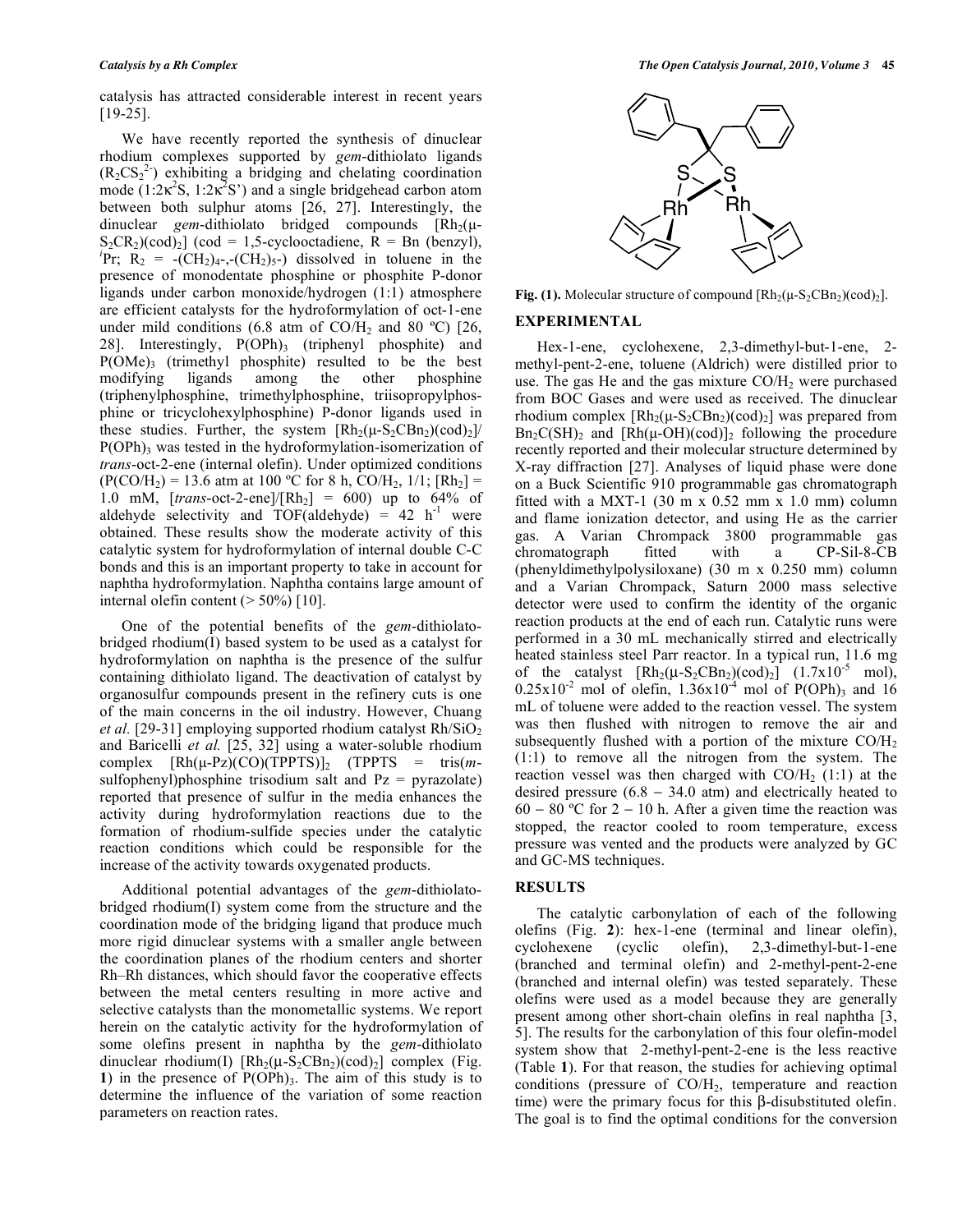catalysis has attracted considerable interest in recent years [19-25].

We have recently reported the synthesis of dinuclear rhodium complexes supported by *gem*-dithiolato ligands ($R_2CS_2^{2-}$) exhibiting a bridging and chelating coordination mode ($1:2\kappa^2S$, $1:2\kappa^2S'$) and a single bridgehead carbon atom between both sulphur atoms [26, 27]. Interestingly, the dinuclear *gem*-dithiolato bridged compounds [$Rh_2(\mu$-$S_2CR_2)(cod)_2$] (cod = 1,5-cyclooctadiene, R = Bn (benzyl), $^i$Pr; $R_2$ = -$(CH_2)_4$-,-$(CH_2)_5$-) dissolved in toluene in the presence of monodentate phosphine or phosphite P-donor ligands under carbon monoxide/hydrogen (1:1) atmosphere are efficient catalysts for the hydroformylation of oct-1-ene under mild conditions (6.8 atm of $CO/H_2$ and 80 ºC) [26, 28]. Interestingly, $P(OPh)_3$ (triphenyl phosphite) and $P(OMe)_3$ (trimethyl phosphite) resulted to be the best modifying ligands among the other phosphine (triphenylphosphine, trimethylphosphine, triisopropylphosphine or tricyclohexylphosphine) P-donor ligands used in these studies. Further, the system [$Rh_2(\mu$-$S_2CBn_2)(cod)_2$]/ $P(OPh)_3$ was tested in the hydroformylation-isomerization of *trans*-oct-2-ene (internal olefin). Under optimized conditions ($P(CO/H_2)$ = 13.6 atm at 100 ºC for 8 h, $CO/H_2$, 1/1; [$Rh_2$] = 1.0 mM, [*trans*-oct-2-ene]/[$Rh_2$] = 600) up to 64% of aldehyde selectivity and TOF(aldehyde) = 42 $h^{-1}$ were obtained. These results show the moderate activity of this catalytic system for hydroformylation of internal double C-C bonds and this is an important property to take in account for naphtha hydroformylation. Naphtha contains large amount of internal olefin content (> 50%) [10].

One of the potential benefits of the *gem*-dithiolato-bridged rhodium(I) based system to be used as a catalyst for hydroformylation on naphtha is the presence of the sulfur containing dithiolato ligand. The deactivation of catalyst by organosulfur compounds present in the refinery cuts is one of the main concerns in the oil industry. However, Chuang *et al.* [29-31] employing supported rhodium catalyst $Rh/SiO_2$ and Baricelli *et al.* [25, 32] using a water-soluble rhodium complex [$Rh(\mu$-Pz)(CO)(TPPTS)$]_2$ (TPPTS = tris(*m*-sulfophenyl)phosphine trisodium salt and Pz = pyrazolate) reported that presence of sulfur in the media enhances the activity during hydroformylation reactions due to the formation of rhodium-sulfide species under the catalytic reaction conditions which could be responsible for the increase of the activity towards oxygenated products.

Additional potential advantages of the *gem*-dithiolato-bridged rhodium(I) system come from the structure and the coordination mode of the bridging ligand that produce much more rigid dinuclear systems with a smaller angle between the coordination planes of the rhodium centers and shorter Rh–Rh distances, which should favor the cooperative effects between the metal centers resulting in more active and selective catalysts than the monometallic systems. We report herein on the catalytic activity for the hydroformylation of some olefins present in naphtha by the *gem*-dithiolato dinuclear rhodium(I) [$Rh_2(\mu$-$S_2CBn_2)(cod)_2$] complex (Fig. **1**) in the presence of $P(OPh)_3$. The aim of this study is to determine the influence of the variation of some reaction parameters on reaction rates.

**Fig. (1).** Molecular structure of compound [$Rh_2(\mu$-$S_2CBn_2)(cod)_2$].

## EXPERIMENTAL

Hex-1-ene, cyclohexene, 2,3-dimethyl-but-1-ene, 2-methyl-pent-2-ene, toluene (Aldrich) were distilled prior to use. The gas He and the gas mixture $CO/H_2$ were purchased from BOC Gases and were used as received. The dinuclear rhodium complex [$Rh_2(\mu$-$S_2CBn_2)(cod)_2$] was prepared from $Bn_2C(SH)_2$ and [$Rh(\mu$-OH)(cod)$]_2$ following the procedure recently reported and their molecular structure determined by X-ray diffraction [27]. Analyses of liquid phase were done on a Buck Scientific 910 programmable gas chromatograph fitted with a MXT-1 (30 m x 0.52 mm x 1.0 mm) column and flame ionization detector, and using He as the carrier gas. A Varian Chrompack 3800 programmable gas chromatograph fitted with a CP-Sil-8-CB (phenyldimethylpolysiloxane) (30 m x 0.250 mm) column and a Varian Chrompack, Saturn 2000 mass selective detector were used to confirm the identity of the organic reaction products at the end of each run. Catalytic runs were performed in a 30 mL mechanically stirred and electrically heated stainless steel Parr reactor. In a typical run, 11.6 mg of the catalyst [$Rh_2(\mu$-$S_2CBn_2)(cod)_2$] ($1.7\times10^{-5}$ mol), $0.25\times10^{-2}$ mol of olefin, $1.36\times10^{-4}$ mol of $P(OPh)_3$ and 16 mL of toluene were added to the reaction vessel. The system was then flushed with nitrogen to remove the air and subsequently flushed with a portion of the mixture $CO/H_2$ (1:1) to remove all the nitrogen from the system. The reaction vessel was then charged with $CO/H_2$ (1:1) at the desired pressure (6.8 − 34.0 atm) and electrically heated to 60 − 80 ºC for 2 − 10 h. After a given time the reaction was stopped, the reactor cooled to room temperature, excess pressure was vented and the products were analyzed by GC and GC-MS techniques.

## RESULTS

The catalytic carbonylation of each of the following olefins (Fig. **2**): hex-1-ene (terminal and linear olefin), cyclohexene (cyclic olefin), 2,3-dimethyl-but-1-ene (branched and terminal olefin) and 2-methyl-pent-2-ene (branched and internal olefin) was tested separately. These olefins were used as a model because they are generally present among other short-chain olefins in real naphtha [3, 5]. The results for the carbonylation of this four olefin-model system show that 2-methyl-pent-2-ene is the less reactive (Table **1**). For that reason, the studies for achieving optimal conditions (pressure of $CO/H_2$, temperature and reaction time) were the primary focus for this β-disubstituted olefin. The goal is to find the optimal conditions for the conversion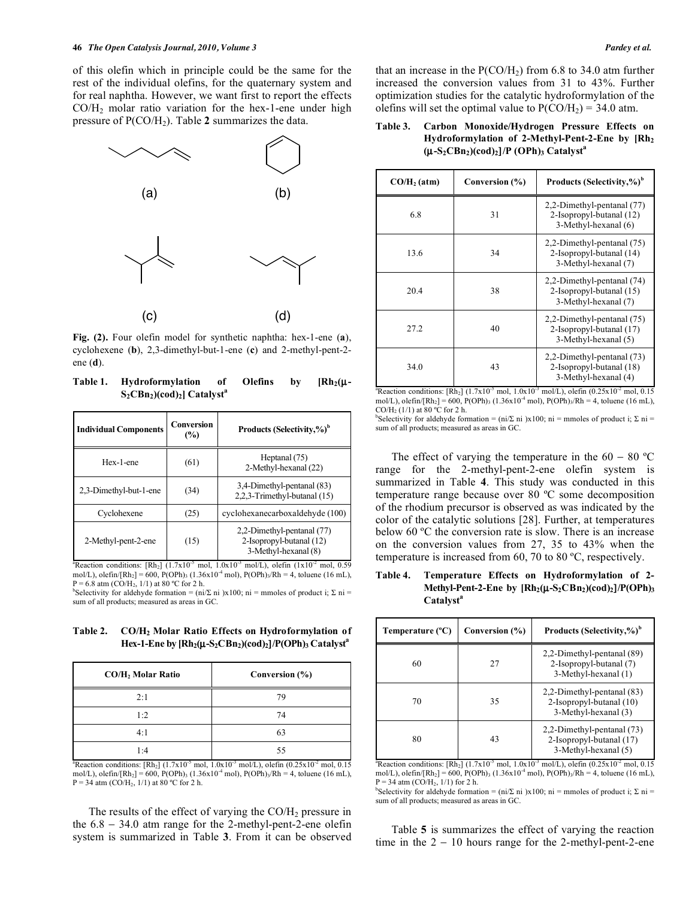of this olefin which in principle could be the same for the rest of the individual olefins, for the quaternary system and for real naphtha. However, we want first to report the effects $CO/H_2$ molar ratio variation for the hex-1-ene under high pressure of $P(CO/H_2)$. Table **2** summarizes the data.

(a) (b)

(c) (d)

**Fig. (2).** Four olefin model for synthetic naphtha: hex-1-ene (**a**), cyclohexene (**b**), 2,3-dimethyl-but-1-ene (**c**) and 2-methyl-pent-2-ene (**d**).

**Table 1. Hydroformylation of Olefins by $[Rh_2(\mu\text{-}S_2CBn_2)(cod)_2]$ Catalyst[a]**

| Individual Components | Conversion (%) | Products (Selectivity,%)[b] |
|---|---|---|
| Hex-1-ene | (61) | Heptanal (75)<br>2-Methyl-hexanal (22) |
| 2,3-Dimethyl-but-1-ene | (34) | 3,4-Dimethyl-pentanal (83)<br>2,2,3-Trimethyl-butanal (15) |
| Cyclohexene | (25) | cyclohexanecarboxaldehyde (100) |
| 2-Methyl-pent-2-ene | (15) | 2,2-Dimethyl-pentanal (77)<br>2-Isopropyl-butanal (12)<br>3-Methyl-hexanal (8) |

[a]Reaction conditions: $[Rh_2]$ ($1.7\text{x}10^{-5}$ mol, $1.0\text{x}10^{-3}$ mol/L), olefin ($1\text{x}10^{-2}$ mol, 0.59 mol/L), olefin/$[Rh_2]$ = 600, $P(OPh)_3$ ($1.36\text{x}10^{-4}$ mol), $P(OPh)_3$/Rh = 4, toluene (16 mL), P = 6.8 atm ($CO/H_2$, 1/1) at 80 ºC for 2 h.
[b]Selectivity for aldehyde formation = (ni/Σ ni )x100; ni = mmoles of product i; Σ ni = sum of all products; measured as areas in GC.

**Table 2. $CO/H_2$ Molar Ratio Effects on Hydroformylation of Hex-1-Ene by $[Rh_2(\mu\text{-}S_2CBn_2)(cod)_2]/P(OPh)_3$ Catalyst[a]**

| $CO/H_2$ Molar Ratio | Conversion (%) |
|---|---|
| 2:1 | 79 |
| 1:2 | 74 |
| 4:1 | 63 |
| 1:4 | 55 |

[a]Reaction conditions: $[Rh_2]$ ($1.7\text{x}10^{-5}$ mol, $1.0\text{x}10^{-3}$ mol/L), olefin ($0.25\text{x}10^{-2}$ mol, 0.15 mol/L), olefin/$[Rh_2]$ = 600, $P(OPh)_3$ ($1.36\text{x}10^{-4}$ mol), $P(OPh)_3$/Rh = 4, toluene (16 mL), P = 34 atm ($CO/H_2$, 1/1) at 80 ºC for 2 h.

The results of the effect of varying the $CO/H_2$ pressure in the 6.8 – 34.0 atm range for the 2-methyl-pent-2-ene olefin system is summarized in Table **3**. From it can be observed that an increase in the $P(CO/H_2)$ from 6.8 to 34.0 atm further increased the conversion values from 31 to 43%. Further optimization studies for the catalytic hydroformylation of the olefins will set the optimal value to $P(CO/H_2)$ = 34.0 atm.

**Table 3. Carbon Monoxide/Hydrogen Pressure Effects on Hydroformylation of 2-Methyl-Pent-2-Ene by $[Rh_2(\mu\text{-}S_2CBn_2)(cod)_2]/P(OPh)_3$ Catalyst[a]**

| $CO/H_2$ (atm) | Conversion (%) | Products (Selectivity,%)[b] |
|---|---|---|
| 6.8 | 31 | 2,2-Dimethyl-pentanal (77)<br>2-Isopropyl-butanal (12)<br>3-Methyl-hexanal (6) |
| 13.6 | 34 | 2,2-Dimethyl-pentanal (75)<br>2-Isopropyl-butanal (14)<br>3-Methyl-hexanal (7) |
| 20.4 | 38 | 2,2-Dimethyl-pentanal (74)<br>2-Isopropyl-butanal (15)<br>3-Methyl-hexanal (7) |
| 27.2 | 40 | 2,2-Dimethyl-pentanal (75)<br>2-Isopropyl-butanal (17)<br>3-Methyl-hexanal (5) |
| 34.0 | 43 | 2,2-Dimethyl-pentanal (73)<br>2-Isopropyl-butanal (18)<br>3-Methyl-hexanal (4) |

[a]Reaction conditions: $[Rh_2]$ ($1.7\text{x}10^{-5}$ mol, $1.0\text{x}10^{-3}$ mol/L), olefin ($0.25\text{x}10^{-2}$ mol, 0.15 mol/L), olefin/$[Rh_2]$ = 600, $P(OPh)_3$ ($1.36\text{x}10^{-4}$ mol), $P(OPh)_3$/Rh = 4, toluene (16 mL), $CO/H_2$ (1/1) at 80 ºC for 2 h.
[b]Selectivity for aldehyde formation = (ni/Σ ni )x100; ni = mmoles of product i; Σ ni = sum of all products; measured as areas in GC.

The effect of varying the temperature in the 60 – 80 ºC range for the 2-methyl-pent-2-ene olefin system is summarized in Table **4**. This study was conducted in this temperature range because over 80 ºC some decomposition of the rhodium precursor is observed as was indicated by the color of the catalytic solutions [28]. Further, at temperatures below 60 ºC the conversion rate is slow. There is an increase on the conversion values from 27, 35 to 43% when the temperature is increased from 60, 70 to 80 ºC, respectively.

**Table 4. Temperature Effects on Hydroformylation of 2-Methyl-Pent-2-Ene by $[Rh_2(\mu\text{-}S_2CBn_2)(cod)_2]/P(OPh)_3$ Catalyst[a]**

| Temperature (ºC) | Conversion (%) | Products (Selectivity,%)[b] |
|---|---|---|
| 60 | 27 | 2,2-Dimethyl-pentanal (89)<br>2-Isopropyl-butanal (7)<br>3-Methyl-hexanal (1) |
| 70 | 35 | 2,2-Dimethyl-pentanal (83)<br>2-Isopropyl-butanal (10)<br>3-Methyl-hexanal (3) |
| 80 | 43 | 2,2-Dimethyl-pentanal (73)<br>2-Isopropyl-butanal (17)<br>3-Methyl-hexanal (5) |

[a]Reaction conditions: $[Rh_2]$ ($1.7\text{x}10^{-5}$ mol, $1.0\text{x}10^{-3}$ mol/L), olefin ($0.25\text{x}10^{-2}$ mol, 0.15 mol/L), olefin/$[Rh_2]$ = 600, $P(OPh)_3$ ($1.36\text{x}10^{-4}$ mol), $P(OPh)_3$/Rh = 4, toluene (16 mL), P = 34 atm ($CO/H_2$, 1/1) for 2 h.
[b]Selectivity for aldehyde formation = (ni/Σ ni )x100; ni = mmoles of product i; Σ ni = sum of all products; measured as areas in GC.

Table **5** is summarizes the effect of varying the reaction time in the 2 – 10 hours range for the 2-methyl-pent-2-ene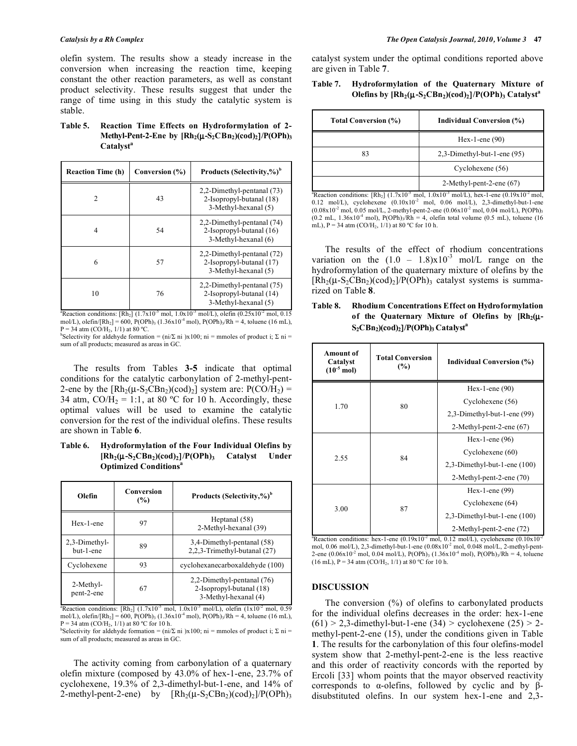olefin system. The results show a steady increase in the conversion when increasing the reaction time, keeping constant the other reaction parameters, as well as constant product selectivity. These results suggest that under the range of time using in this study the catalytic system is stable.

**Table 5. Reaction Time Effects on Hydroformylation of 2-Methyl-Pent-2-Ene by $[Rh_2(\mu\text{-}S_2CBn_2)(cod)_2]/P(OPh)_3$ Catalyst[a]**

| Reaction Time (h) | Conversion (%) | Products (Selectivity,%)[b] |
|---|---|---|
| 2 | 43 | 2,2-Dimethyl-pentanal (73)<br>2-Isopropyl-butanal (18)<br>3-Methyl-hexanal (5) |
| 4 | 54 | 2,2-Dimethyl-pentanal (74)<br>2-Isopropyl-butanal (16)<br>3-Methyl-hexanal (6) |
| 6 | 57 | 2,2-Dimethyl-pentanal (72)<br>2-Isopropyl-butanal (17)<br>3-Methyl-hexanal (5) |
| 10 | 76 | 2,2-Dimethyl-pentanal (75)<br>2-Isopropyl-butanal (14)<br>3-Methyl-hexanal (5) |

[a]Reaction conditions: $[Rh_2]$ ($1.7x10^{-5}$ mol, $1.0x10^{-3}$ mol/L), olefin ($0.25x10^{-2}$ mol, 0.15 mol/L), olefin/$[Rh_2]$ = 600, $P(OPh)_3$ ($1.36x10^{-4}$ mol), $P(OPh)_3$/Rh = 4, toluene (16 mL), P = 34 atm ($CO/H_2$, 1/1) at 80 ºC.
[b]Selectivity for aldehyde formation = (ni/Σ ni )x100; ni = mmoles of product i; Σ ni = sum of all products; measured as areas in GC.

The results from Tables **3-5** indicate that optimal conditions for the catalytic carbonylation of 2-methyl-pent-2-ene by the $[Rh_2(\mu\text{-}S_2CBn_2)(cod)_2]$ system are: $P(CO/H_2)$ = 34 atm, $CO/H_2$ = 1:1, at 80 ºC for 10 h. Accordingly, these optimal values will be used to examine the catalytic conversion for the rest of the individual olefins. These results are shown in Table **6**.

**Table 6. Hydroformylation of the Four Individual Olefins by $[Rh_2(\mu\text{-}S_2CBn_2)(cod)_2]/P(OPh)_3$ Catalyst Under Optimized Conditions[a]**

| Olefin | Conversion (%) | Products (Selectivity,%)[b] |
|---|---|---|
| Hex-1-ene | 97 | Heptanal (58)<br>2-Methyl-hexanal (39) |
| 2,3-Dimethyl-but-1-ene | 89 | 3,4-Dimethyl-pentanal (58)<br>2,2,3-Trimethyl-butanal (27) |
| Cyclohexene | 93 | cyclohexanecarboxaldehyde (100) |
| 2-Methyl-pent-2-ene | 67 | 2,2-Dimethyl-pentanal (76)<br>2-Isopropyl-butanal (18)<br>3-Methyl-hexanal (4) |

[a]Reaction conditions: $[Rh_2]$ ($1.7x10^{-5}$ mol, $1.0x10^{-3}$ mol/L), olefin ($1x10^{-2}$ mol, 0.59 mol/L), olefin/$[Rh_2]$ = 600, $P(OPh)_3$ ($1.36x10^{-4}$ mol), $P(OPh)_3$/Rh = 4, toluene (16 mL), P = 34 atm ($CO/H_2$, 1/1) at 80 ºC for 10 h.
[b]Selectivity for aldehyde formation = (ni/Σ ni )x100; ni = mmoles of product i; Σ ni = sum of all products; measured as areas in GC.

The activity coming from carbonylation of a quaternary olefin mixture (composed by 43.0% of hex-1-ene, 23.7% of cyclohexene, 19.3% of 2,3-dimethyl-but-1-ene, and 14% of 2-methyl-pent-2-ene) by $[Rh_2(\mu\text{-}S_2CBn_2)(cod)_2]/P(OPh)_3$ catalyst system under the optimal conditions reported above are given in Table **7**.

**Table 7. Hydroformylation of the Quaternary Mixture of Olefins by $[Rh_2(\mu\text{-}S_2CBn_2)(cod)_2]/P(OPh)_3$ Catalyst[a]**

| Total Conversion (%) | Individual Conversion (%) |
|---|---|
| | Hex-1-ene (90) |
| 83 | 2,3-Dimethyl-but-1-ene (95) |
| | Cyclohexene (56) |
| | 2-Methyl-pent-2-ene (67) |

[a]Reaction conditions: $[Rh_2]$ ($1.7x10^{-5}$ mol, $1.0x10^{-3}$ mol/L), hex-1-ene ($0.19x10^{-2}$ mol, 0.12 mol/L), cyclohexene ($0.10x10^{-2}$ mol, 0.06 mol/L), 2,3-dimethyl-but-1-ene ($0.08x10^{-2}$ mol, 0.05 mol/L, 2-methyl-pent-2-ene ($0.06x10^{-2}$ mol, 0.04 mol/L), $P(OPh)_3$ (0.2 mL, $1.36x10^{-4}$ mol), $P(OPh)_3$/Rh = 4, olefin total volume (0.5 mL), toluene (16 mL), P = 34 atm ($CO/H_2$, 1/1) at 80 ºC for 10 h.

The results of the effect of rhodium concentrations variation on the $(1.0 – 1.8)x10^{-3}$ mol/L range on the hydroformylation of the quaternary mixture of olefins by the $[Rh_2(\mu\text{-}S_2CBn_2)(cod)_2]/P(OPh)_3$ catalyst systems is summarized on Table **8**.

**Table 8. Rhodium Concentrations Effect on Hydroformylation of the Quaternary Mixture of Olefins by $[Rh_2(\mu\text{-}S_2CBn_2)(cod)_2]/P(OPh)_3$ Catalyst[a]**

| Amount of Catalyst ($10^{-5}$ mol) | Total Conversion (%) | Individual Conversion (%) |
|---|---|---|
| 1.70 | 80 | Hex-1-ene (90)<br>Cyclohexene (56)<br>2,3-Dimethyl-but-1-ene (99)<br>2-Methyl-pent-2-ene (67) |
| 2.55 | 84 | Hex-1-ene (96)<br>Cyclohexene (60)<br>2,3-Dimethyl-but-1-ene (100)<br>2-Methyl-pent-2-ene (70) |
| 3.00 | 87 | Hex-1-ene (99)<br>Cyclohexene (64)<br>2,3-Dimethyl-but-1-ene (100)<br>2-Methyl-pent-2-ene (72) |

[a]Reaction conditions: hex-1-ene ($0.19x10^{-2}$ mol, 0.12 mol/L), cyclohexene ($0.10x10^{-2}$ mol, 0.06 mol/L), 2,3-dimethyl-but-1-ene ($0.08x10^{-2}$ mol, 0.048 mol/L, 2-methyl-pent-2-ene ($0.06x10^{-2}$ mol, 0.04 mol/L), $P(OPh)_3$ ($1.36x10^{-4}$ mol), $P(OPh)_3$/Rh = 4, toluene (16 mL), P = 34 atm ($CO/H_2$, 1/1) at 80 ºC for 10 h.

## DISCUSSION

The conversion (%) of olefins to carbonylated products for the individual olefins decreases in the order: hex-1-ene (61) > 2,3-dimethyl-but-1-ene (34) > cyclohexene (25) > 2-methyl-pent-2-ene (15), under the conditions given in Table **1**. The results for the carbonylation of this four olefins-model system show that 2-methyl-pent-2-ene is the less reactive and this order of reactivity concords with the reported by Ercoli [33] whom points that the mayor observed reactivity corresponds to α-olefins, followed by cyclic and by β-disubstituted olefins. In our system hex-1-ene and 2,3-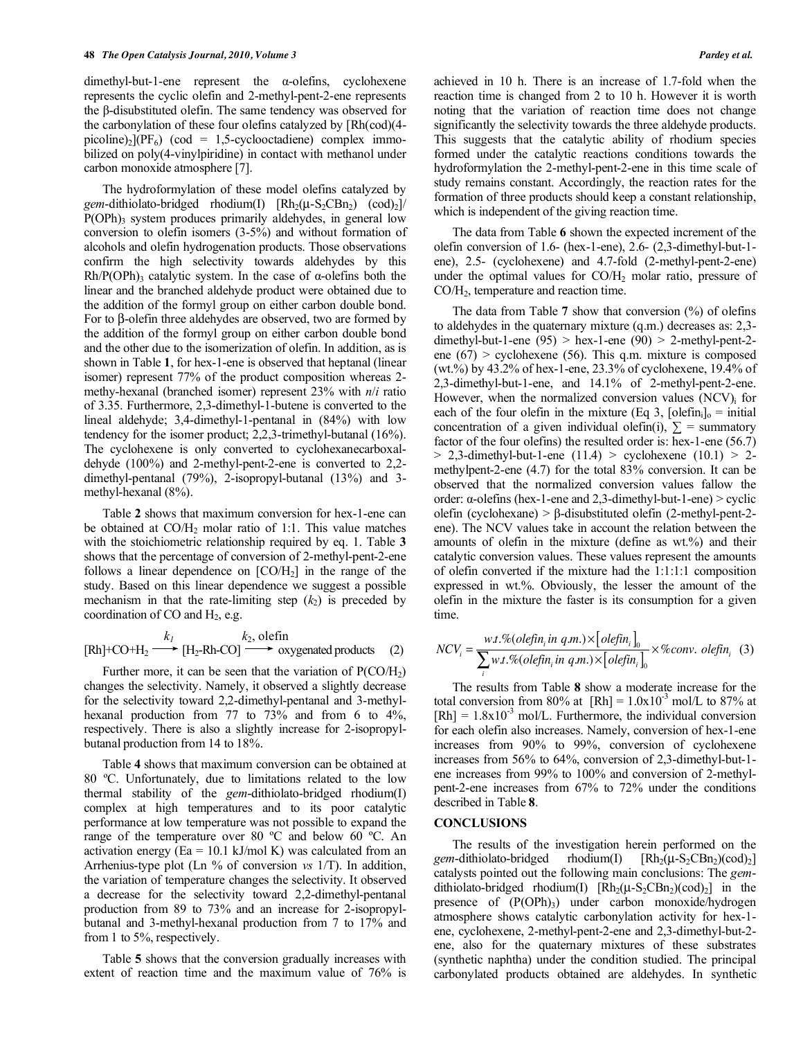dimethyl-but-1-ene represent the α-olefins, cyclohexene represents the cyclic olefin and 2-methyl-pent-2-ene represents the β-disubstituted olefin. The same tendency was observed for the carbonylation of these four olefins catalyzed by $[Rh(cod)(4\text{-picoline})_2](PF_6)$ (cod = 1,5-cyclooctadiene) complex immobilized on poly(4-vinylpiridine) in contact with methanol under carbon monoxide atmosphere [7].

The hydroformylation of these model olefins catalyzed by *gem*-dithiolato-bridged rhodium(I) $[Rh_2(\mu\text{-}S_2CBn_2)(cod)_2]$/ $P(OPh)_3$ system produces primarily aldehydes, in general low conversion to olefin isomers (3-5%) and without formation of alcohols and olefin hydrogenation products. Those observations confirm the high selectivity towards aldehydes by this $Rh/P(OPh)_3$ catalytic system. In the case of α-olefins both the linear and the branched aldehyde product were obtained due to the addition of the formyl group on either carbon double bond. For to β-olefin three aldehydes are observed, two are formed by the addition of the formyl group on either carbon double bond and the other due to the isomerization of olefin. In addition, as is shown in Table **1**, for hex-1-ene is observed that heptanal (linear isomer) represent 77% of the product composition whereas 2-methy-hexanal (branched isomer) represent 23% with *n*/*i* ratio of 3.35. Furthermore, 2,3-dimethyl-1-butene is converted to the lineal aldehyde; 3,4-dimethyl-1-pentanal in (84%) with low tendency for the isomer product; 2,2,3-trimethyl-butanal (16%). The cyclohexene is only converted to cyclohexanecarboxaldehyde (100%) and 2-methyl-pent-2-ene is converted to 2,2-dimethyl-pentanal (79%), 2-isopropyl-butanal (13%) and 3-methyl-hexanal (8%).

Table **2** shows that maximum conversion for hex-1-ene can be obtained at $CO/H_2$ molar ratio of 1:1. This value matches with the stoichiometric relationship required by eq. 1. Table **3** shows that the percentage of conversion of 2-methyl-pent-2-ene follows a linear dependence on $[CO/H_2]$ in the range of the study. Based on this linear dependence we suggest a possible mechanism in that the rate-limiting step ($k_2$) is preceded by coordination of CO and $H_2$, e.g.

$$[Rh]+CO+H_2 \xrightarrow{k_1} [H_2\text{-}Rh\text{-}CO] \xrightarrow{k_2,\ \text{olefin}} \text{oxygenated products} \quad (2)$$

Further more, it can be seen that the variation of $P(CO/H_2)$ changes the selectivity. Namely, it observed a slightly decrease for the selectivity toward 2,2-dimethyl-pentanal and 3-methyl-hexanal production from 77 to 73% and from 6 to 4%, respectively. There is also a slightly increase for 2-isopropyl-butanal production from 14 to 18%.

Table **4** shows that maximum conversion can be obtained at 80 ºC. Unfortunately, due to limitations related to the low thermal stability of the *gem*-dithiolato-bridged rhodium(I) complex at high temperatures and to its poor catalytic performance at low temperature was not possible to expand the range of the temperature over 80 ºC and below 60 ºC. An activation energy (Ea = 10.1 kJ/mol K) was calculated from an Arrhenius-type plot (Ln % of conversion *vs* 1/T). In addition, the variation of temperature changes the selectivity. It observed a decrease for the selectivity toward 2,2-dimethyl-pentanal production from 89 to 73% and an increase for 2-isopropyl-butanal and 3-methyl-hexanal production from 7 to 17% and from 1 to 5%, respectively.

Table **5** shows that the conversion gradually increases with extent of reaction time and the maximum value of 76% is achieved in 10 h. There is an increase of 1.7-fold when the reaction time is changed from 2 to 10 h. However it is worth noting that the variation of reaction time does not change significantly the selectivity towards the three aldehyde products. This suggests that the catalytic ability of rhodium species formed under the catalytic reactions conditions towards the hydroformylation the 2-methyl-pent-2-ene in this time scale of study remains constant. Accordingly, the reaction rates for the formation of three products should keep a constant relationship, which is independent of the giving reaction time.

The data from Table **6** shown the expected increment of the olefin conversion of 1.6- (hex-1-ene), 2.6- (2,3-dimethyl-but-1-ene), 2.5- (cyclohexene) and 4.7-fold (2-methyl-pent-2-ene) under the optimal values for $CO/H_2$ molar ratio, pressure of $CO/H_2$, temperature and reaction time.

The data from Table **7** show that conversion (%) of olefins to aldehydes in the quaternary mixture (q.m.) decreases as: 2,3-dimethyl-but-1-ene (95) > hex-1-ene (90) > 2-methyl-pent-2-ene (67) > cyclohexene (56). This q.m. mixture is composed (wt.%) by 43.2% of hex-1-ene, 23.3% of cyclohexene, 19.4% of 2,3-dimethyl-but-1-ene, and 14.1% of 2-methyl-pent-2-ene. However, when the normalized conversion values $(NCV)_i$ for each of the four olefin in the mixture (Eq 3, $[olefin_i]_o$ = initial concentration of a given individual olefin(i), $\sum$ = summatory factor of the four olefins) the resulted order is: hex-1-ene (56.7) > 2,3-dimethyl-but-1-ene (11.4) > cyclohexene (10.1) > 2-methylpent-2-ene (4.7) for the total 83% conversion. It can be observed that the normalized conversion values fallow the order: α-olefins (hex-1-ene and 2,3-dimethyl-but-1-ene) > cyclic olefin (cyclohexane) > β-disubstituted olefin (2-methyl-pent-2-ene). The NCV values take in account the relation between the amounts of olefin in the mixture (define as wt.%) and their catalytic conversion values. These values represent the amounts of olefin converted if the mixture had the 1:1:1:1 composition expressed in wt.%. Obviously, the lesser the amount of the olefin in the mixture the faster is its consumption for a given time.

$$NCV_i = \frac{wt.\%(olefin_i\ in\ q.m.) \times [olefin_i]_0}{\sum_i wt.\%(olefin_i\ in\ q.m.) \times [olefin_i]_0} \times \%conv.\ olefin_i \quad (3)$$

The results from Table **8** show a moderate increase for the total conversion from 80% at $[Rh] = 1.0\text{x}10^{-3}$ mol/L to 87% at $[Rh] = 1.8\text{x}10^{-3}$ mol/L. Furthermore, the individual conversion for each olefin also increases. Namely, conversion of hex-1-ene increases from 90% to 99%, conversion of cyclohexene increases from 56% to 64%, conversion of 2,3-dimethyl-but-1-ene increases from 99% to 100% and conversion of 2-methyl-pent-2-ene increases from 67% to 72% under the conditions described in Table **8**.

## CONCLUSIONS

The results of the investigation herein performed on the *gem*-dithiolato-bridged rhodium(I) $[Rh_2(\mu\text{-}S_2CBn_2)(cod)_2]$ catalysts pointed out the following main conclusions: The *gem*-dithiolato-bridged rhodium(I) $[Rh_2(\mu\text{-}S_2CBn_2)(cod)_2]$ in the presence of $(P(OPh)_3)$ under carbon monoxide/hydrogen atmosphere shows catalytic carbonylation activity for hex-1-ene, cyclohexene, 2-methyl-pent-2-ene and 2,3-dimethyl-but-2-ene, also for the quaternary mixtures of these substrates (synthetic naphtha) under the condition studied. The principal carbonylated products obtained are aldehydes. In synthetic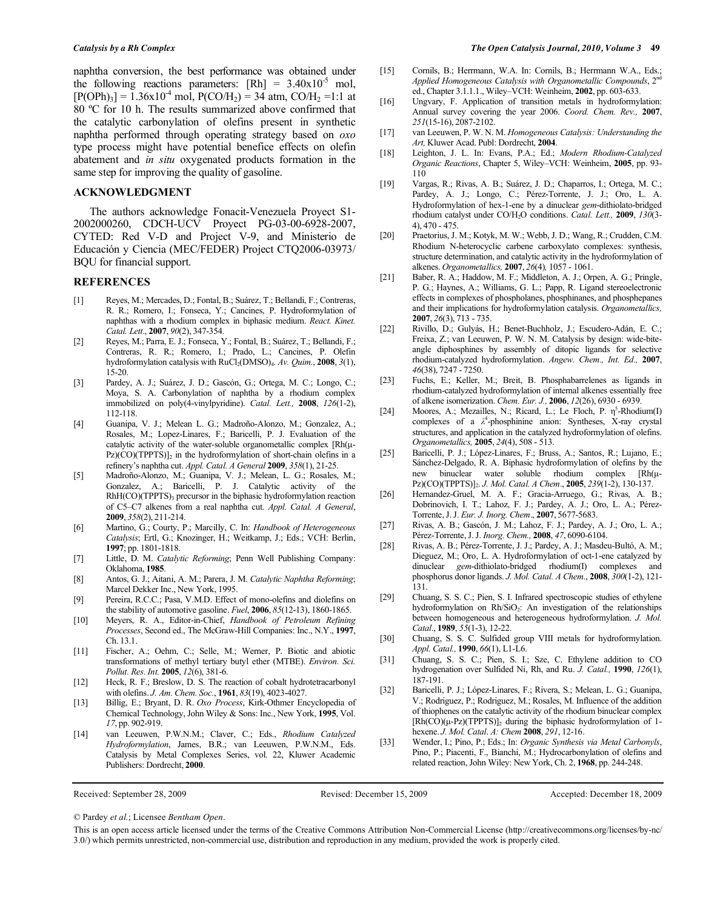naphtha conversion, the best performance was obtained under the following reactions parameters: [Rh] = $3.40 \times 10^{-5}$ mol, $[P(OPh)_3] = 1.36 \times 10^{-4}$ mol, $P(CO/H_2)$ = 34 atm, $CO/H_2$ =1:1 at 80 ºC for 10 h. The results summarized above confirmed that the catalytic carbonylation of olefins present in synthetic naphtha performed through operating strategy based on *oxo* type process might have potential benefice effects on olefin abatement and *in situ* oxygenated products formation in the same step for improving the quality of gasoline.

## ACKNOWLEDGMENT

The authors acknowledge Fonacit-Venezuela Proyect S1-2002000260, CDCH-UCV Proyect PG-03-00-6928-2007, CYTED: Red V-D and Project V-9, and Ministerio de Educación y Ciencia (MEC/FEDER) Project CTQ2006-03973/ BQU for financial support.

## REFERENCES

[1] Reyes, M.; Mercades, D.; Fontal, B.; Suárez, T.; Bellandi, F.; Contreras, R. R.; Romero, I.; Fonseca, Y.; Cancines, P. Hydroformylation of naphthas with a rhodium complex in biphasic medium. *React. Kinet. Catal. Lett*., **2007**, *90*(2), 347-354.

[2] Reyes, M.; Parra, E. J.; Fonseca, Y.; Fontal, B.; Suárez, T.; Bellandi, F.; Contreras, R. R.; Romero, I.; Prado, L.; Cancines, P. Olefin hydroformylation catalysis with $RuCl_2(DMSO)_4$. *Av. Quim.*, **2008**, *3*(1), 15-20.

[3] Pardey, A. J.; Suárez, J. D.; Gascón, G.; Ortega, M. C.; Longo, C.; Moya, S. A. Carbonylation of naphtha by a rhodium complex immobilized on poly(4-vinylpyridine). *Catal. Lett.,* **2008**, *126*(1-2), 112-118.

[4] Guanipa, V. J.; Melean L. G.; Madroño-Alonzo, M.; Gonzalez, A.; Rosales, M.; Lopez-Linares, F.; Baricelli, P. J. Evaluation of the catalytic activity of the water-soluble organometallic complex [Rh(μ-Pz)(CO)(TPPTS)]$_2$ in the hydroformylation of short-chain olefins in a refinery's naphtha cut. *Appl. Catal. A General* **2009**, *358*(1), 21-25.

[5] Madroño-Alonzo, M.; Guanipa, V. J.; Melean, L. G.; Rosales, M.; Gonzalez, A.; Baricelli, P. J. Catalytic activity of the RhH(CO)(TPPTS)$_3$ precursor in the biphasic hydroformylation reaction of C5–C7 alkenes from a real naphtha cut. *Appl. Catal. A General*, **2009**, *358*(2), 211-214.

[6] Martino, G.; Courty, P.; Marcilly, C. In: *Handbook of Heterogeneous Catalysis*; Ertl, G.; Knozinger, H.; Weitkamp, J.; Eds.; VCH: Berlin, **1997**; pp. 1801-1818.

[7] Little, D. M. *Catalytic Reforming*; Penn Well Publishing Company: Oklahoma, **1985**.

[8] Antos, G. J.; Aitani, A. M.; Parera, J. M. *Catalytic Naphtha Reforming*; Marcel Dekker Inc., New York, 1995.

[9] Pereira, R.C.C.; Pasa, V.M.D. Effect of mono-olefins and diolefins on the stability of automotive gasoline. *Fuel*, **2006**, *85*(12-13), 1860-1865.

[10] Meyers, R. A., Editor-in-Chief, *Handbook of Petroleum Refining Processes*, Second ed., The McGraw-Hill Companies: Inc., N.Y., **1997**, Ch. 13.1.

[11] Fischer, A.; Oehm, C.; Selle, M.; Werner, P. Biotic and abiotic transformations of methyl tertiary butyl ether (MTBE). *Environ. Sci. Pollut. Res. Int.* **2005**, *12*(6), 381-6.

[12] Heck, R. F.; Breslow, D. S. The reaction of cobalt hydrotetracarbonyl with olefins. *J. Am. Chem. Soc*., **1961**, *83*(19), 4023-4027.

[13] Billig, E.; Bryant, D. R. *Oxo Process*, Kirk-Othmer Encyclopedia of Chemical Technology, John Wiley & Sons: Inc., New York, **1995**, Vol. *17*, pp. 902-919.

[14] van Leeuwen, P.W.N.M.; Claver, C.; Eds., *Rhodium Catalyzed Hydroformylation*, James, B.R.; van Leeuwen, P.W.N.M., Eds. Catalysis by Metal Complexes Series, vol. 22, Kluwer Academic Publishers: Dordrecht, **2000**.

[15] Cornils, B.; Herrmann, W.A. In: Cornils, B.; Herrmann W.A., Eds.; *Applied Homogeneous Catalysis with Organometallic Compounds*, 2nd ed., Chapter 3.1.1.1., Wiley–VCH: Weinheim, **2002**, pp. 603-633.

[16] Ungvary, F. Application of transition metals in hydroformylation: Annual survey covering the year 2006. *Coord. Chem. Rev.,* **2007**, *251*(15-16), 2087-2102.

[17] van Leeuwen, P. W. N. M. *Homogeneous Catalysis: Understanding the Art,* Kluwer Acad. Publ: Dordrecht, **2004**.

[18] Leighton, J. L. In: Evans, P.A.; Ed.; *Modern Rhodium-Catalyzed Organic Reactions*, Chapter 5, Wiley–VCH: Weinheim, **2005**, pp. 93-110

[19] Vargas, R.; Rivas, A. B.; Suárez, J. D.; Chaparros, I.; Ortega, M. C.; Pardey, A. J.; Longo, C.; Pérez-Torrente, J. J.; Oro, L. A. Hydroformylation of hex-1-ene by a dinuclear *gem*-dithiolato-bridged rhodium catalyst under $CO/H_2O$ conditions. *Catal. Lett.,* **2009**, *130*(3-4), 470 - 475.

[20] Praetorius, J. M.; Kotyk, M. W.; Webb, J. D.; Wang, R.; Crudden, C.M. Rhodium N-heterocyclic carbene carboxylato complexes: synthesis, structure determination, and catalytic activity in the hydroformylation of alkenes. *Organometallics,* **2007**, *26*(4)*,* 1057 - 1061.

[21] Baber, R. A.; Haddow, M. F.; Middleton, A. J.; Orpen, A. G.; Pringle, P. G.; Haynes, A.; Williams, G. L.; Papp, R. Ligand stereoelectronic effects in complexes of phospholanes, phosphinanes, and phosphepanes and their implications for hydroformylation catalysis. *Organometallics,* **2007**, *26*(3), 713 - 735.

[22] Rivillo, D.; Gulyás, H.; Benet-Buchholz, J.; Escudero-Adán, E. C.; Freixa, Z.; van Leeuwen, P. W. N. M. Catalysis by design: wide-bite-angle diphosphines by assembly of ditopic ligands for selective rhodium-catalyzed hydroformylation. *Angew. Chem., Int. Ed.,* **2007**, *46*(38), 7247 - 7250.

[23] Fuchs, E.; Keller, M.; Breit, B. Phosphabarrelenes as ligands in rhodium-catalyzed hydroformylation of internal alkenes essentially free of alkene isomerization. *Chem. Eur. J.,* **2006**, *12*(26), 6930 - 6939.

[24] Moores, A.; Mezailles, N.; Ricard, L.; Le Floch, P. η$^5$-Rhodium(I) complexes of a $\lambda^4$-phosphinine anion: Syntheses, X-ray crystal structures, and application in the catalyzed hydroformylation of olefins. *Organometallics,* **2005**, *24*(4), 508 - 513.

[25] Baricelli, P. J.; López-Linares, F.; Bruss, A.; Santos, R.; Lujano, E.; Sánchez-Delgado, R. A. Biphasic hydroformylation of olefins by the new binuclear water soluble rhodium complex [Rh(μ-Pz)(CO)(TPPTS)]$_2$. *J. Mol. Catal. A Chem*., **2005**, *239*(1-2), 130-137.

[26] Hernandez-Gruel, M. A. F.; Gracia-Arruego, G.; Rivas, A. B.; Dobrinovich, I. T.; Lahoz, F. J.; Pardey, A. J.; Oro, L. A.; Pérez-Torrente, J. J. *Eur. J. Inorg. Chem*., **2007**, 5677-5683.

[27] Rivas, A. B.; Gascón, J. M.; Lahoz, F. J.; Pardey, A. J.; Oro, L. A.; Pérez-Torrente, J. J. *Inorg. Chem.,* **2008**, *47*, 6090-6104.

[28] Rivas, A. B.; Pérez-Torrente, J. J.; Pardey, A. J.; Masdeu-Bultó, A. M.; Dieguez, M.; Oro, L. A. Hydroformylation of oct-1-ene catalyzed by dinuclear *gem*-dithiolato-bridged rhodium(I) complexes and phosphorus donor ligands. *J. Mol. Catal. A Chem*., **2008**, *300*(1-2), 121-131.

[29] Chuang, S. S. C.; Pien, S. I. Infrared spectroscopic studies of ethylene hydroformylation on $Rh/SiO_2$: An investigation of the relationships between homogeneous and heterogeneous hydroformylation. *J. Mol. Catal*., **1989**, *55*(1-3), 12-22.

[30] Chuang, S. S. C. Sulfided group VIII metals for hydroformylation. *Appl. Catal.,* **1990**, *66*(1), L1-L6.

[31] Chuang, S. S. C.; Pien, S. I.; Sze, C. Ethylene addition to CO hydrogenation over Sulfided Ni, Rh, and Ru. *J. Catal.,* **1990**, *126*(1), 187-191.

[32] Baricelli, P. J.; López-Linares, F.; Rivera, S.; Melean, L. G.; Guanipa, V.; Rodriguez, P.; Rodriguez, M.; Rosales, M. Influence of the addition of thiophenes on the catalytic activity of the rhodium binuclear complex [Rh(CO)(μ-Pz)(TPPTS)]$_2$ during the biphasic hydroformylation of 1-hexene. *J. Mol. Catal. A: Chem* **2008**, *291*, 12-16.

[33] Wender, I.; Pino, P.; Eds.; In: *Organic Synthesis via Metal Carbonyls*, Pino, P.; Piacenti, F., Bianchi, M.; Hydrocarbonylation of olefins and related reaction, John Wiley: New York, Ch. 2, **1968**, pp. 244-248.

Received: September 28, 2009 Revised: December 15, 2009 Accepted: December 18, 2009

© Pardey *et al.*; Licensee *Bentham Open*.

This is an open access article licensed under the terms of the Creative Commons Attribution Non-Commercial License (http://creativecommons.org/licenses/by-nc/3.0/) which permits unrestricted, non-commercial use, distribution and reproduction in any medium, provided the work is properly cited.